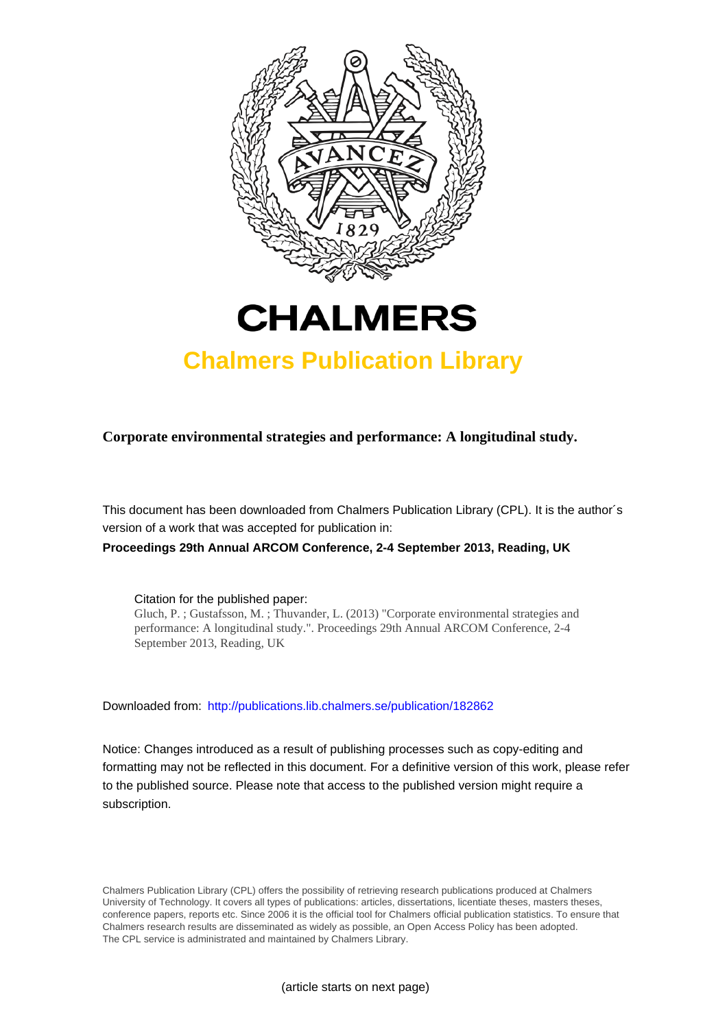# CHALMERS

## Chalmers Publication Library

**Corporate environmental strategies and performance: A longitudinal study.**

This document has been downloaded from Chalmers Publication Library (CPL). It is the author´s version of a work that was accepted for publication in:

**Proceedings 29th Annual ARCOM Conference, 2-4 September 2013, Reading, UK**

Citation for the published paper:
Gluch, P. ; Gustafsson, M. ; Thuvander, L. (2013) "Corporate environmental strategies and performance: A longitudinal study.". Proceedings 29th Annual ARCOM Conference, 2-4 September 2013, Reading, UK

Downloaded from: http://publications.lib.chalmers.se/publication/182862

Notice: Changes introduced as a result of publishing processes such as copy-editing and formatting may not be reflected in this document. For a definitive version of this work, please refer to the published source. Please note that access to the published version might require a subscription.

Chalmers Publication Library (CPL) offers the possibility of retrieving research publications produced at Chalmers University of Technology. It covers all types of publications: articles, dissertations, licentiate theses, masters theses, conference papers, reports etc. Since 2006 it is the official tool for Chalmers official publication statistics. To ensure that Chalmers research results are disseminated as widely as possible, an Open Access Policy has been adopted. The CPL service is administrated and maintained by Chalmers Library.

(article starts on next page)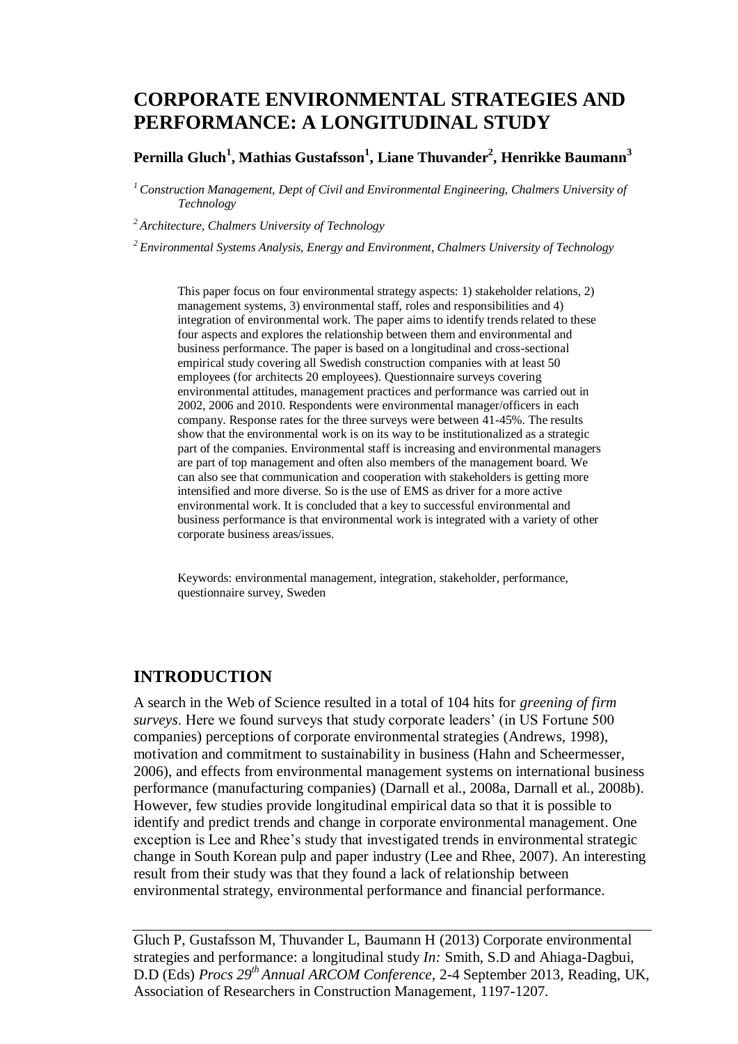# CORPORATE ENVIRONMENTAL STRATEGIES AND PERFORMANCE: A LONGITUDINAL STUDY

**Pernilla Gluch[1], Mathias Gustafsson[1], Liane Thuvander[2], Henrikke Baumann[3]**

[1] *Construction Management, Dept of Civil and Environmental Engineering, Chalmers University of Technology*

[2] *Architecture, Chalmers University of Technology*

[2] *Environmental Systems Analysis, Energy and Environment, Chalmers University of Technology*

This paper focus on four environmental strategy aspects: 1) stakeholder relations, 2) management systems, 3) environmental staff, roles and responsibilities and 4) integration of environmental work. The paper aims to identify trends related to these four aspects and explores the relationship between them and environmental and business performance. The paper is based on a longitudinal and cross-sectional empirical study covering all Swedish construction companies with at least 50 employees (for architects 20 employees). Questionnaire surveys covering environmental attitudes, management practices and performance was carried out in 2002, 2006 and 2010. Respondents were environmental manager/officers in each company. Response rates for the three surveys were between 41-45%. The results show that the environmental work is on its way to be institutionalized as a strategic part of the companies. Environmental staff is increasing and environmental managers are part of top management and often also members of the management board. We can also see that communication and cooperation with stakeholders is getting more intensified and more diverse. So is the use of EMS as driver for a more active environmental work. It is concluded that a key to successful environmental and business performance is that environmental work is integrated with a variety of other corporate business areas/issues.

Keywords: environmental management, integration, stakeholder, performance, questionnaire survey, Sweden

## INTRODUCTION

A search in the Web of Science resulted in a total of 104 hits for *greening of firm surveys*. Here we found surveys that study corporate leaders' (in US Fortune 500 companies) perceptions of corporate environmental strategies (Andrews, 1998), motivation and commitment to sustainability in business (Hahn and Scheermesser, 2006), and effects from environmental management systems on international business performance (manufacturing companies) (Darnall et al., 2008a, Darnall et al., 2008b). However, few studies provide longitudinal empirical data so that it is possible to identify and predict trends and change in corporate environmental management. One exception is Lee and Rhee's study that investigated trends in environmental strategic change in South Korean pulp and paper industry (Lee and Rhee, 2007). An interesting result from their study was that they found a lack of relationship between environmental strategy, environmental performance and financial performance.

Gluch P, Gustafsson M, Thuvander L, Baumann H (2013) Corporate environmental strategies and performance: a longitudinal study *In:* Smith, S.D and Ahiaga-Dagbui, D.D (Eds) *Procs 29th Annual ARCOM Conference,* 2-4 September 2013, Reading, UK, Association of Researchers in Construction Management, 1197-1207.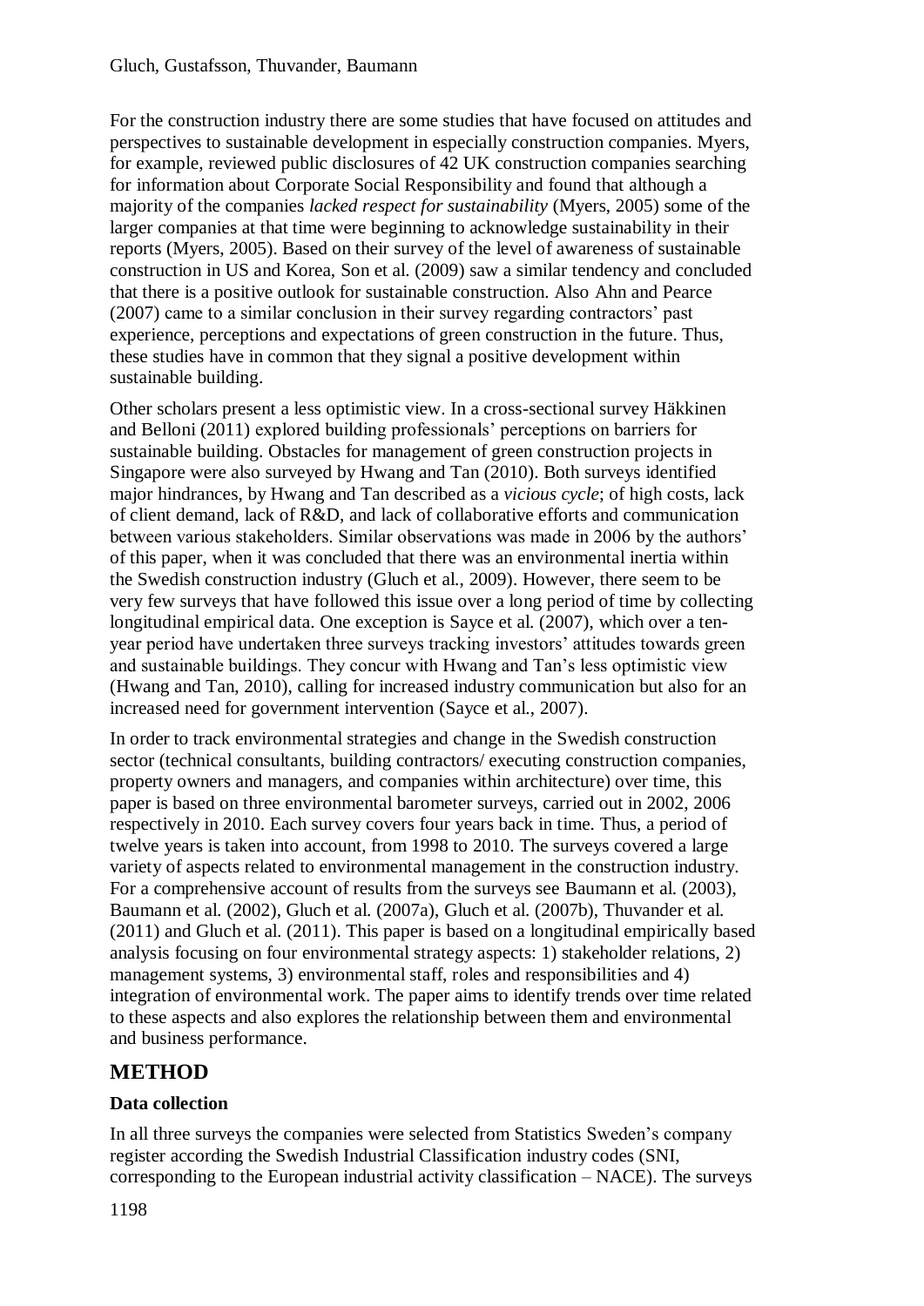For the construction industry there are some studies that have focused on attitudes and perspectives to sustainable development in especially construction companies. Myers, for example, reviewed public disclosures of 42 UK construction companies searching for information about Corporate Social Responsibility and found that although a majority of the companies *lacked respect for sustainability* (Myers, 2005) some of the larger companies at that time were beginning to acknowledge sustainability in their reports (Myers, 2005). Based on their survey of the level of awareness of sustainable construction in US and Korea, Son et al. (2009) saw a similar tendency and concluded that there is a positive outlook for sustainable construction. Also Ahn and Pearce (2007) came to a similar conclusion in their survey regarding contractors' past experience, perceptions and expectations of green construction in the future. Thus, these studies have in common that they signal a positive development within sustainable building.

Other scholars present a less optimistic view. In a cross-sectional survey Häkkinen and Belloni (2011) explored building professionals' perceptions on barriers for sustainable building. Obstacles for management of green construction projects in Singapore were also surveyed by Hwang and Tan (2010). Both surveys identified major hindrances, by Hwang and Tan described as a *vicious cycle*; of high costs, lack of client demand, lack of R&D, and lack of collaborative efforts and communication between various stakeholders. Similar observations was made in 2006 by the authors' of this paper, when it was concluded that there was an environmental inertia within the Swedish construction industry (Gluch et al., 2009). However, there seem to be very few surveys that have followed this issue over a long period of time by collecting longitudinal empirical data. One exception is Sayce et al. (2007), which over a ten-year period have undertaken three surveys tracking investors' attitudes towards green and sustainable buildings. They concur with Hwang and Tan's less optimistic view (Hwang and Tan, 2010), calling for increased industry communication but also for an increased need for government intervention (Sayce et al., 2007).

In order to track environmental strategies and change in the Swedish construction sector (technical consultants, building contractors/ executing construction companies, property owners and managers, and companies within architecture) over time, this paper is based on three environmental barometer surveys, carried out in 2002, 2006 respectively in 2010. Each survey covers four years back in time. Thus, a period of twelve years is taken into account, from 1998 to 2010. The surveys covered a large variety of aspects related to environmental management in the construction industry. For a comprehensive account of results from the surveys see Baumann et al. (2003), Baumann et al. (2002), Gluch et al. (2007a), Gluch et al. (2007b), Thuvander et al. (2011) and Gluch et al. (2011). This paper is based on a longitudinal empirically based analysis focusing on four environmental strategy aspects: 1) stakeholder relations, 2) management systems, 3) environmental staff, roles and responsibilities and 4) integration of environmental work. The paper aims to identify trends over time related to these aspects and also explores the relationship between them and environmental and business performance.

## METHOD

### Data collection

In all three surveys the companies were selected from Statistics Sweden's company register according the Swedish Industrial Classification industry codes (SNI, corresponding to the European industrial activity classification – NACE). The surveys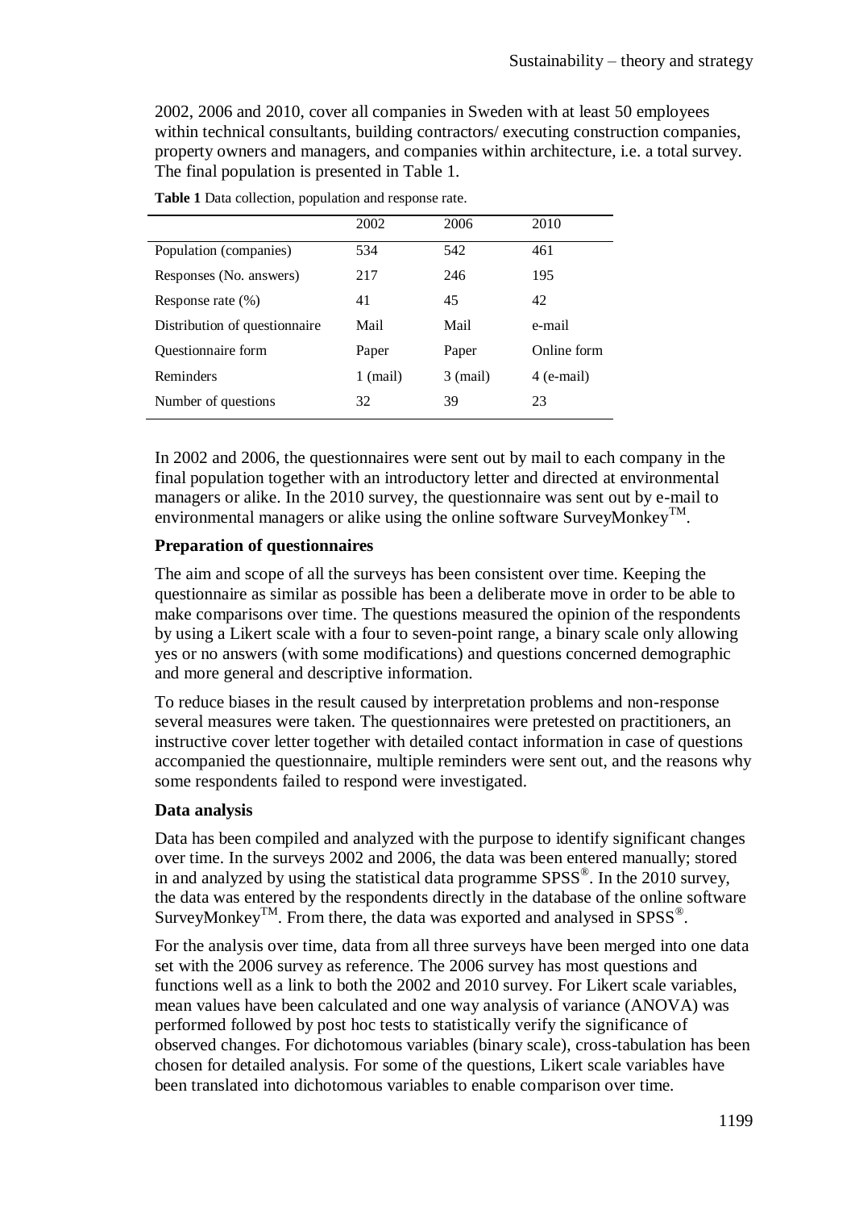2002, 2006 and 2010, cover all companies in Sweden with at least 50 employees within technical consultants, building contractors/ executing construction companies, property owners and managers, and companies within architecture, i.e. a total survey. The final population is presented in Table 1.

**Table 1** Data collection, population and response rate.

| | 2002 | 2006 | 2010 |
|---|---|---|---|
| Population (companies) | 534 | 542 | 461 |
| Responses (No. answers) | 217 | 246 | 195 |
| Response rate (%) | 41 | 45 | 42 |
| Distribution of questionnaire | Mail | Mail | e-mail |
| Questionnaire form | Paper | Paper | Online form |
| Reminders | 1 (mail) | 3 (mail) | 4 (e-mail) |
| Number of questions | 32 | 39 | 23 |

In 2002 and 2006, the questionnaires were sent out by mail to each company in the final population together with an introductory letter and directed at environmental managers or alike. In the 2010 survey, the questionnaire was sent out by e-mail to environmental managers or alike using the online software SurveyMonkey™.

**Preparation of questionnaires**

The aim and scope of all the surveys has been consistent over time. Keeping the questionnaire as similar as possible has been a deliberate move in order to be able to make comparisons over time. The questions measured the opinion of the respondents by using a Likert scale with a four to seven-point range, a binary scale only allowing yes or no answers (with some modifications) and questions concerned demographic and more general and descriptive information.

To reduce biases in the result caused by interpretation problems and non-response several measures were taken. The questionnaires were pretested on practitioners, an instructive cover letter together with detailed contact information in case of questions accompanied the questionnaire, multiple reminders were sent out, and the reasons why some respondents failed to respond were investigated.

**Data analysis**

Data has been compiled and analyzed with the purpose to identify significant changes over time. In the surveys 2002 and 2006, the data was been entered manually; stored in and analyzed by using the statistical data programme SPSS®. In the 2010 survey, the data was entered by the respondents directly in the database of the online software SurveyMonkey™. From there, the data was exported and analysed in SPSS®.

For the analysis over time, data from all three surveys have been merged into one data set with the 2006 survey as reference. The 2006 survey has most questions and functions well as a link to both the 2002 and 2010 survey. For Likert scale variables, mean values have been calculated and one way analysis of variance (ANOVA) was performed followed by post hoc tests to statistically verify the significance of observed changes. For dichotomous variables (binary scale), cross-tabulation has been chosen for detailed analysis. For some of the questions, Likert scale variables have been translated into dichotomous variables to enable comparison over time.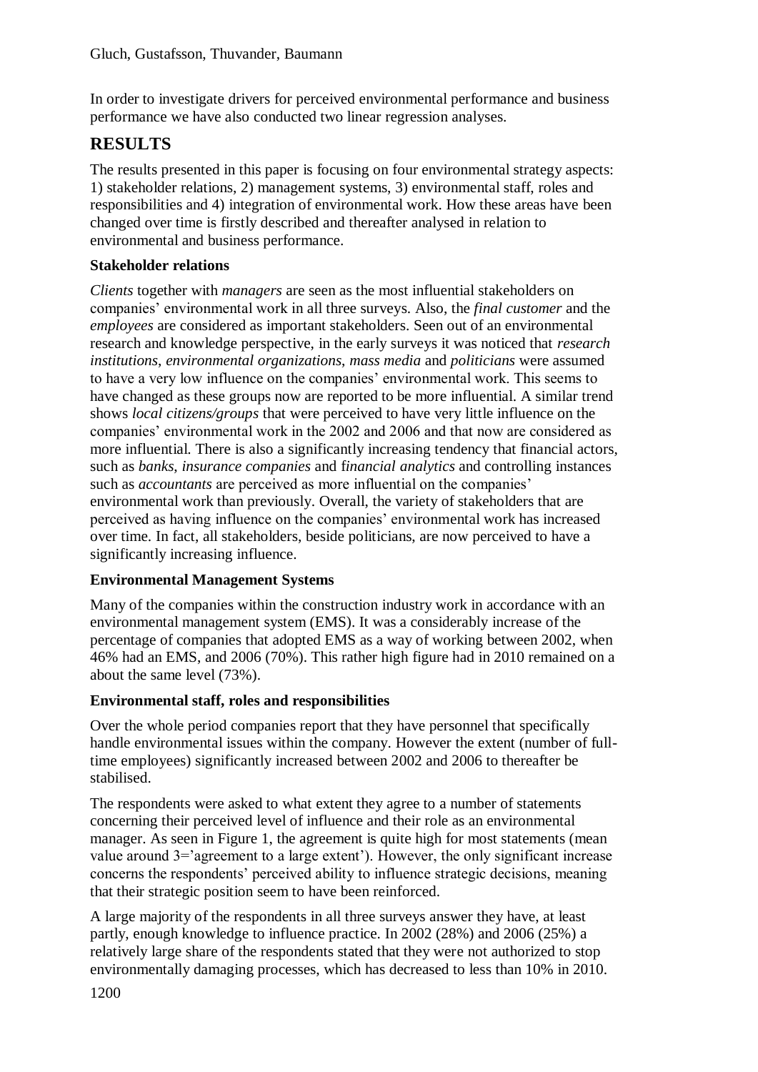In order to investigate drivers for perceived environmental performance and business performance we have also conducted two linear regression analyses.

# RESULTS

The results presented in this paper is focusing on four environmental strategy aspects: 1) stakeholder relations, 2) management systems, 3) environmental staff, roles and responsibilities and 4) integration of environmental work. How these areas have been changed over time is firstly described and thereafter analysed in relation to environmental and business performance.

### Stakeholder relations

*Clients* together with *managers* are seen as the most influential stakeholders on companies' environmental work in all three surveys. Also, the *final customer* and the *employees* are considered as important stakeholders. Seen out of an environmental research and knowledge perspective, in the early surveys it was noticed that *research institutions*, *environmental organizations*, *mass media* and *politicians* were assumed to have a very low influence on the companies' environmental work. This seems to have changed as these groups now are reported to be more influential. A similar trend shows *local citizens/groups* that were perceived to have very little influence on the companies' environmental work in the 2002 and 2006 and that now are considered as more influential. There is also a significantly increasing tendency that financial actors, such as *banks*, *insurance companies* and f*inancial analytics* and controlling instances such as *accountants* are perceived as more influential on the companies' environmental work than previously. Overall, the variety of stakeholders that are perceived as having influence on the companies' environmental work has increased over time. In fact, all stakeholders, beside politicians, are now perceived to have a significantly increasing influence.

### Environmental Management Systems

Many of the companies within the construction industry work in accordance with an environmental management system (EMS). It was a considerably increase of the percentage of companies that adopted EMS as a way of working between 2002, when 46% had an EMS, and 2006 (70%). This rather high figure had in 2010 remained on a about the same level (73%).

### Environmental staff, roles and responsibilities

Over the whole period companies report that they have personnel that specifically handle environmental issues within the company. However the extent (number of full-time employees) significantly increased between 2002 and 2006 to thereafter be stabilised.

The respondents were asked to what extent they agree to a number of statements concerning their perceived level of influence and their role as an environmental manager. As seen in Figure 1, the agreement is quite high for most statements (mean value around 3='agreement to a large extent'). However, the only significant increase concerns the respondents' perceived ability to influence strategic decisions, meaning that their strategic position seem to have been reinforced.

A large majority of the respondents in all three surveys answer they have, at least partly, enough knowledge to influence practice. In 2002 (28%) and 2006 (25%) a relatively large share of the respondents stated that they were not authorized to stop environmentally damaging processes, which has decreased to less than 10% in 2010.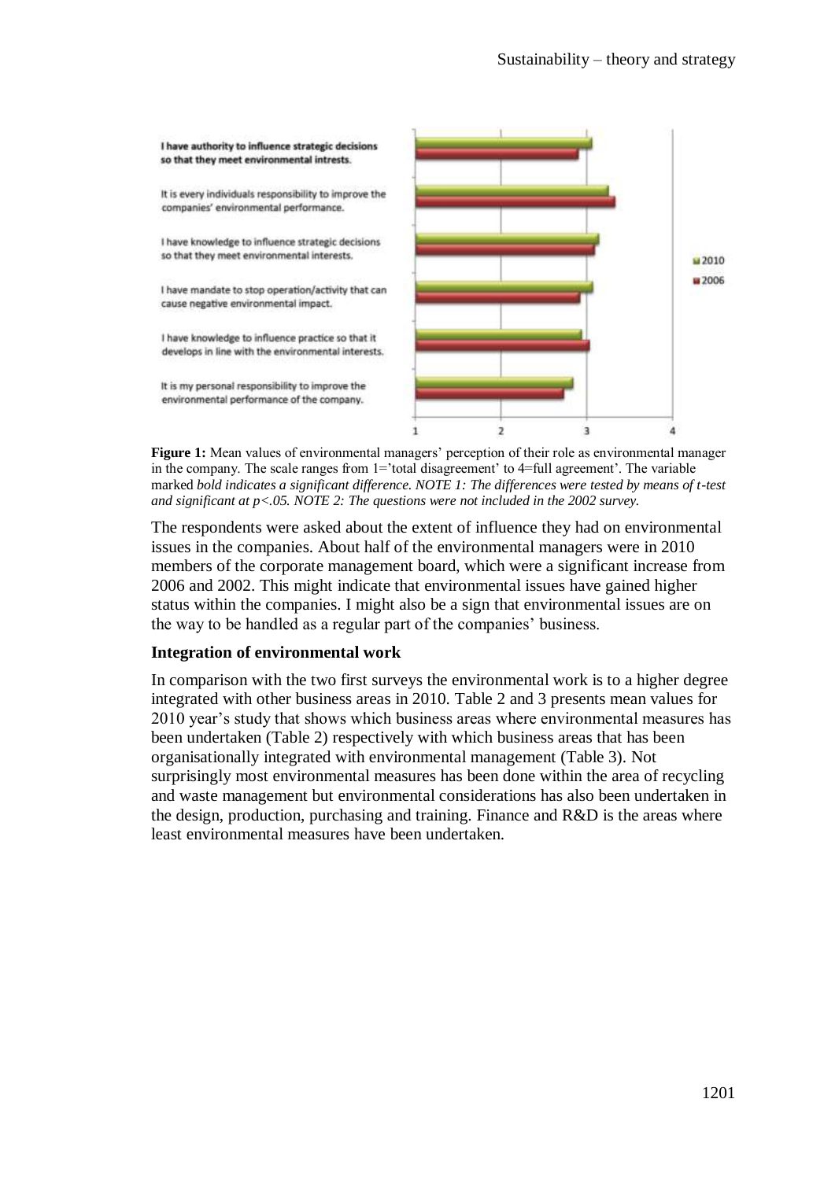**Figure 1:** Mean values of environmental managers' perception of their role as environmental manager in the company. The scale ranges from 1='total disagreement' to 4=full agreement'. The variable marked *bold indicates a significant difference. NOTE 1: The differences were tested by means of t-test and significant at p<.05. NOTE 2: The questions were not included in the 2002 survey.*

The respondents were asked about the extent of influence they had on environmental issues in the companies. About half of the environmental managers were in 2010 members of the corporate management board, which were a significant increase from 2006 and 2002. This might indicate that environmental issues have gained higher status within the companies. I might also be a sign that environmental issues are on the way to be handled as a regular part of the companies' business.

**Integration of environmental work**

In comparison with the two first surveys the environmental work is to a higher degree integrated with other business areas in 2010. Table 2 and 3 presents mean values for 2010 year's study that shows which business areas where environmental measures has been undertaken (Table 2) respectively with which business areas that has been organisationally integrated with environmental management (Table 3). Not surprisingly most environmental measures has been done within the area of recycling and waste management but environmental considerations has also been undertaken in the design, production, purchasing and training. Finance and R&D is the areas where least environmental measures have been undertaken.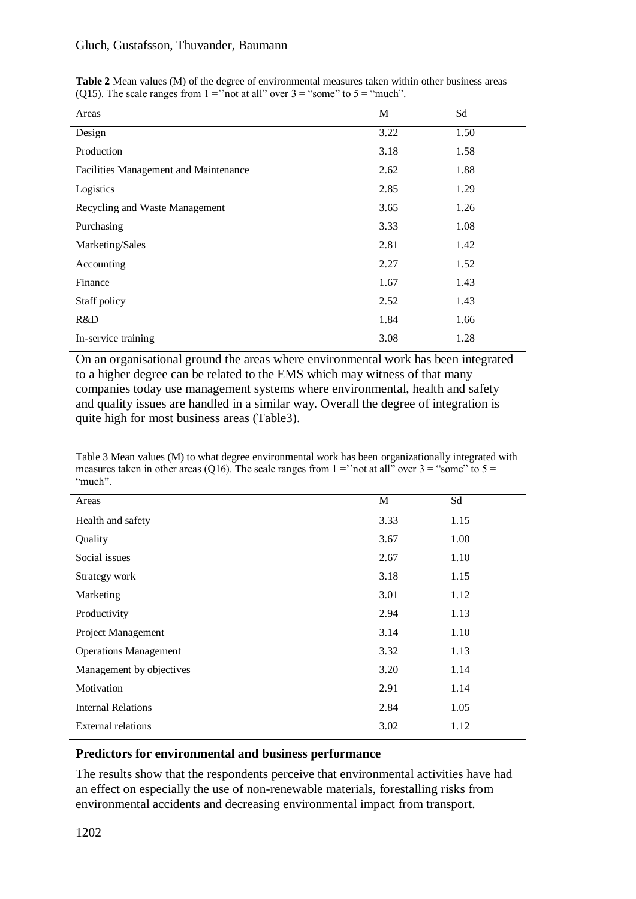**Table 2** Mean values (M) of the degree of environmental measures taken within other business areas (Q15). The scale ranges from 1 =''not at all" over 3 = "some" to 5 = "much".

| Areas | M | Sd |
|---|---|---|
| Design | 3.22 | 1.50 |
| Production | 3.18 | 1.58 |
| Facilities Management and Maintenance | 2.62 | 1.88 |
| Logistics | 2.85 | 1.29 |
| Recycling and Waste Management | 3.65 | 1.26 |
| Purchasing | 3.33 | 1.08 |
| Marketing/Sales | 2.81 | 1.42 |
| Accounting | 2.27 | 1.52 |
| Finance | 1.67 | 1.43 |
| Staff policy | 2.52 | 1.43 |
| R&D | 1.84 | 1.66 |
| In-service training | 3.08 | 1.28 |

On an organisational ground the areas where environmental work has been integrated to a higher degree can be related to the EMS which may witness of that many companies today use management systems where environmental, health and safety and quality issues are handled in a similar way. Overall the degree of integration is quite high for most business areas (Table3).

Table 3 Mean values (M) to what degree environmental work has been organizationally integrated with measures taken in other areas (Q16). The scale ranges from 1 =''not at all" over 3 = "some" to 5 = "much".

| Areas | M | Sd |
|---|---|---|
| Health and safety | 3.33 | 1.15 |
| Quality | 3.67 | 1.00 |
| Social issues | 2.67 | 1.10 |
| Strategy work | 3.18 | 1.15 |
| Marketing | 3.01 | 1.12 |
| Productivity | 2.94 | 1.13 |
| Project Management | 3.14 | 1.10 |
| Operations Management | 3.32 | 1.13 |
| Management by objectives | 3.20 | 1.14 |
| Motivation | 2.91 | 1.14 |
| Internal Relations | 2.84 | 1.05 |
| External relations | 3.02 | 1.12 |

**Predictors for environmental and business performance**

The results show that the respondents perceive that environmental activities have had an effect on especially the use of non-renewable materials, forestalling risks from environmental accidents and decreasing environmental impact from transport.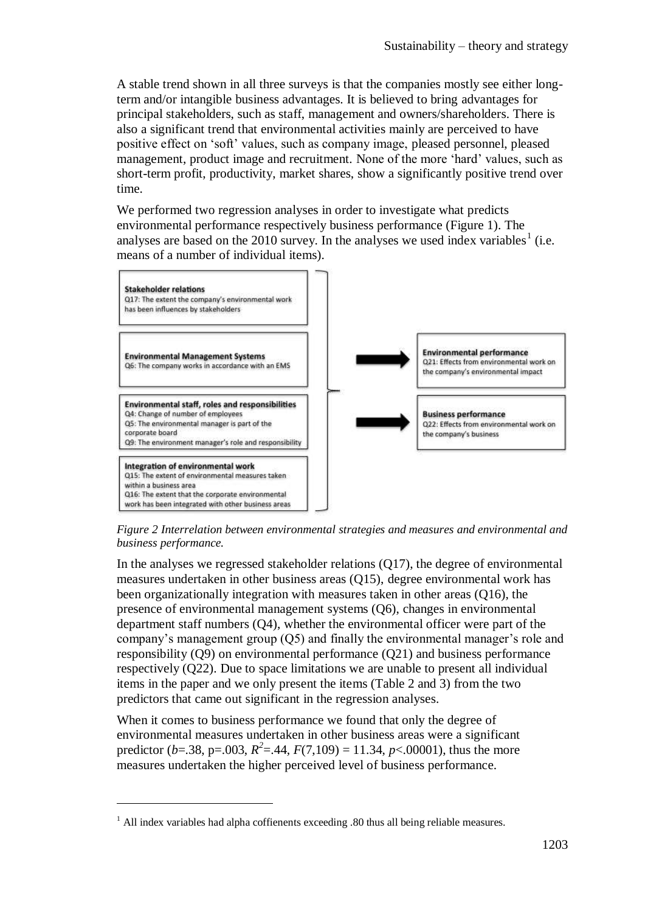A stable trend shown in all three surveys is that the companies mostly see either long-term and/or intangible business advantages. It is believed to bring advantages for principal stakeholders, such as staff, management and owners/shareholders. There is also a significant trend that environmental activities mainly are perceived to have positive effect on 'soft' values, such as company image, pleased personnel, pleased management, product image and recruitment. None of the more 'hard' values, such as short-term profit, productivity, market shares, show a significantly positive trend over time.

We performed two regression analyses in order to investigate what predicts environmental performance respectively business performance (Figure 1). The analyses are based on the 2010 survey. In the analyses we used index variables[1] (i.e. means of a number of individual items).

**Stakeholder relations**
Q17: The extent the company's environmental work has been influences by stakeholders

**Environmental Management Systems**
Q6: The company works in accordance with an EMS

**Environmental staff, roles and responsibilities**
Q4: Change of number of employees
Q5: The environmental manager is part of the corporate board
Q9: The environment manager's role and responsibility

**Integration of environmental work**
Q15: The extent of environmental measures taken within a business area
Q16: The extent that the corporate environmental work has been integrated with other business areas

**Environmental performance**
Q21: Effects from environmental work on the company's environmental impact

**Business performance**
Q22: Effects from environmental work on the company's business

*Figure 2 Interrelation between environmental strategies and measures and environmental and business performance.*

In the analyses we regressed stakeholder relations (Q17), the degree of environmental measures undertaken in other business areas (Q15), degree environmental work has been organizationally integration with measures taken in other areas (Q16), the presence of environmental management systems (Q6), changes in environmental department staff numbers (Q4), whether the environmental officer were part of the company's management group (Q5) and finally the environmental manager's role and responsibility (Q9) on environmental performance (Q21) and business performance respectively (Q22). Due to space limitations we are unable to present all individual items in the paper and we only present the items (Table 2 and 3) from the two predictors that came out significant in the regression analyses.

When it comes to business performance we found that only the degree of environmental measures undertaken in other business areas were a significant predictor ($b$=.38, p=.003, $R^2$=.44, $F(7,109) = 11.34$, $p$<.00001), thus the more measures undertaken the higher perceived level of business performance.

[1] All index variables had alpha coffienents exceeding .80 thus all being reliable measures.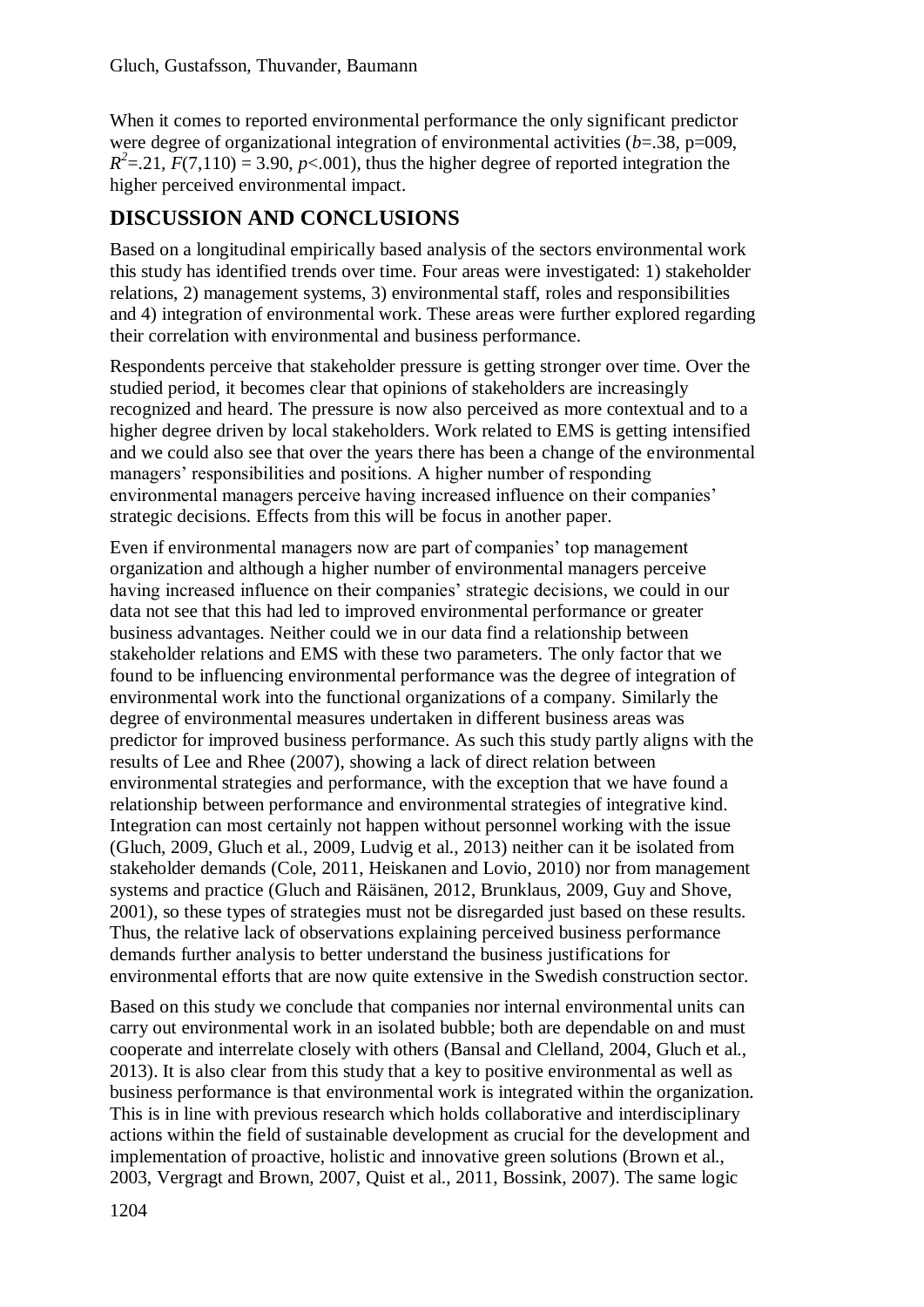When it comes to reported environmental performance the only significant predictor were degree of organizational integration of environmental activities (*b*=.38, p=009, $R^2$=.21, $F(7,110) = 3.90$, $p<.001$), thus the higher degree of reported integration the higher perceived environmental impact.

## DISCUSSION AND CONCLUSIONS

Based on a longitudinal empirically based analysis of the sectors environmental work this study has identified trends over time. Four areas were investigated: 1) stakeholder relations, 2) management systems, 3) environmental staff, roles and responsibilities and 4) integration of environmental work. These areas were further explored regarding their correlation with environmental and business performance.

Respondents perceive that stakeholder pressure is getting stronger over time. Over the studied period, it becomes clear that opinions of stakeholders are increasingly recognized and heard. The pressure is now also perceived as more contextual and to a higher degree driven by local stakeholders. Work related to EMS is getting intensified and we could also see that over the years there has been a change of the environmental managers' responsibilities and positions. A higher number of responding environmental managers perceive having increased influence on their companies' strategic decisions. Effects from this will be focus in another paper.

Even if environmental managers now are part of companies' top management organization and although a higher number of environmental managers perceive having increased influence on their companies' strategic decisions, we could in our data not see that this had led to improved environmental performance or greater business advantages. Neither could we in our data find a relationship between stakeholder relations and EMS with these two parameters. The only factor that we found to be influencing environmental performance was the degree of integration of environmental work into the functional organizations of a company. Similarly the degree of environmental measures undertaken in different business areas was predictor for improved business performance. As such this study partly aligns with the results of Lee and Rhee (2007), showing a lack of direct relation between environmental strategies and performance, with the exception that we have found a relationship between performance and environmental strategies of integrative kind. Integration can most certainly not happen without personnel working with the issue (Gluch, 2009, Gluch et al., 2009, Ludvig et al., 2013) neither can it be isolated from stakeholder demands (Cole, 2011, Heiskanen and Lovio, 2010) nor from management systems and practice (Gluch and Räisänen, 2012, Brunklaus, 2009, Guy and Shove, 2001), so these types of strategies must not be disregarded just based on these results. Thus, the relative lack of observations explaining perceived business performance demands further analysis to better understand the business justifications for environmental efforts that are now quite extensive in the Swedish construction sector.

Based on this study we conclude that companies nor internal environmental units can carry out environmental work in an isolated bubble; both are dependable on and must cooperate and interrelate closely with others (Bansal and Clelland, 2004, Gluch et al., 2013). It is also clear from this study that a key to positive environmental as well as business performance is that environmental work is integrated within the organization. This is in line with previous research which holds collaborative and interdisciplinary actions within the field of sustainable development as crucial for the development and implementation of proactive, holistic and innovative green solutions (Brown et al., 2003, Vergragt and Brown, 2007, Quist et al., 2011, Bossink, 2007). The same logic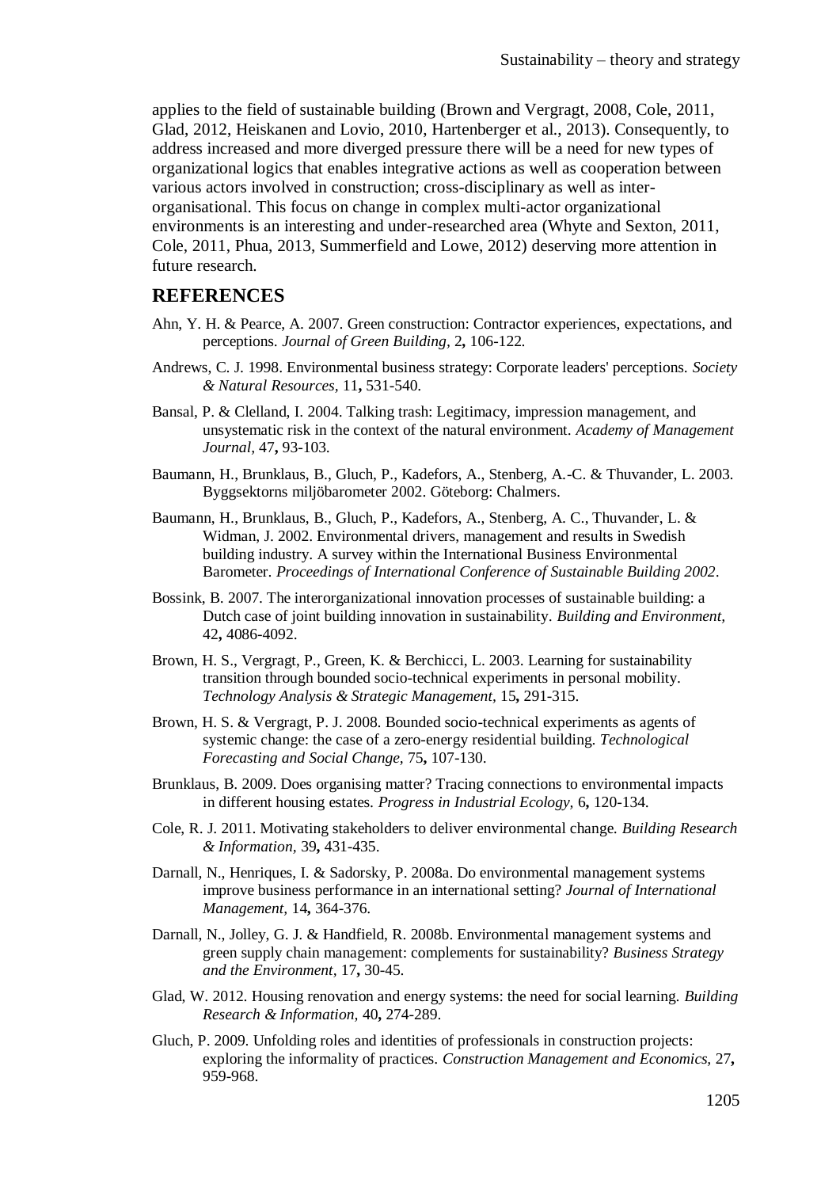applies to the field of sustainable building (Brown and Vergragt, 2008, Cole, 2011, Glad, 2012, Heiskanen and Lovio, 2010, Hartenberger et al., 2013). Consequently, to address increased and more diverged pressure there will be a need for new types of organizational logics that enables integrative actions as well as cooperation between various actors involved in construction; cross-disciplinary as well as inter-organisational. This focus on change in complex multi-actor organizational environments is an interesting and under-researched area (Whyte and Sexton, 2011, Cole, 2011, Phua, 2013, Summerfield and Lowe, 2012) deserving more attention in future research.

## REFERENCES

Ahn, Y. H. & Pearce, A. 2007. Green construction: Contractor experiences, expectations, and perceptions. *Journal of Green Building,* 2**,** 106-122.

Andrews, C. J. 1998. Environmental business strategy: Corporate leaders' perceptions. *Society & Natural Resources,* 11**,** 531-540.

Bansal, P. & Clelland, I. 2004. Talking trash: Legitimacy, impression management, and unsystematic risk in the context of the natural environment. *Academy of Management Journal,* 47**,** 93-103.

Baumann, H., Brunklaus, B., Gluch, P., Kadefors, A., Stenberg, A.-C. & Thuvander, L. 2003. Byggsektorns miljöbarometer 2002. Göteborg: Chalmers.

Baumann, H., Brunklaus, B., Gluch, P., Kadefors, A., Stenberg, A. C., Thuvander, L. & Widman, J. 2002. Environmental drivers, management and results in Swedish building industry. A survey within the International Business Environmental Barometer. *Proceedings of International Conference of Sustainable Building 2002*.

Bossink, B. 2007. The interorganizational innovation processes of sustainable building: a Dutch case of joint building innovation in sustainability. *Building and Environment,* 42**,** 4086-4092.

Brown, H. S., Vergragt, P., Green, K. & Berchicci, L. 2003. Learning for sustainability transition through bounded socio-technical experiments in personal mobility. *Technology Analysis & Strategic Management,* 15**,** 291-315.

Brown, H. S. & Vergragt, P. J. 2008. Bounded socio-technical experiments as agents of systemic change: the case of a zero-energy residential building. *Technological Forecasting and Social Change,* 75**,** 107-130.

Brunklaus, B. 2009. Does organising matter? Tracing connections to environmental impacts in different housing estates. *Progress in Industrial Ecology,* 6**,** 120-134.

Cole, R. J. 2011. Motivating stakeholders to deliver environmental change. *Building Research & Information,* 39**,** 431-435.

Darnall, N., Henriques, I. & Sadorsky, P. 2008a. Do environmental management systems improve business performance in an international setting? *Journal of International Management,* 14**,** 364-376.

Darnall, N., Jolley, G. J. & Handfield, R. 2008b. Environmental management systems and green supply chain management: complements for sustainability? *Business Strategy and the Environment,* 17**,** 30-45.

Glad, W. 2012. Housing renovation and energy systems: the need for social learning. *Building Research & Information,* 40**,** 274-289.

Gluch, P. 2009. Unfolding roles and identities of professionals in construction projects: exploring the informality of practices. *Construction Management and Economics,* 27**,** 959-968.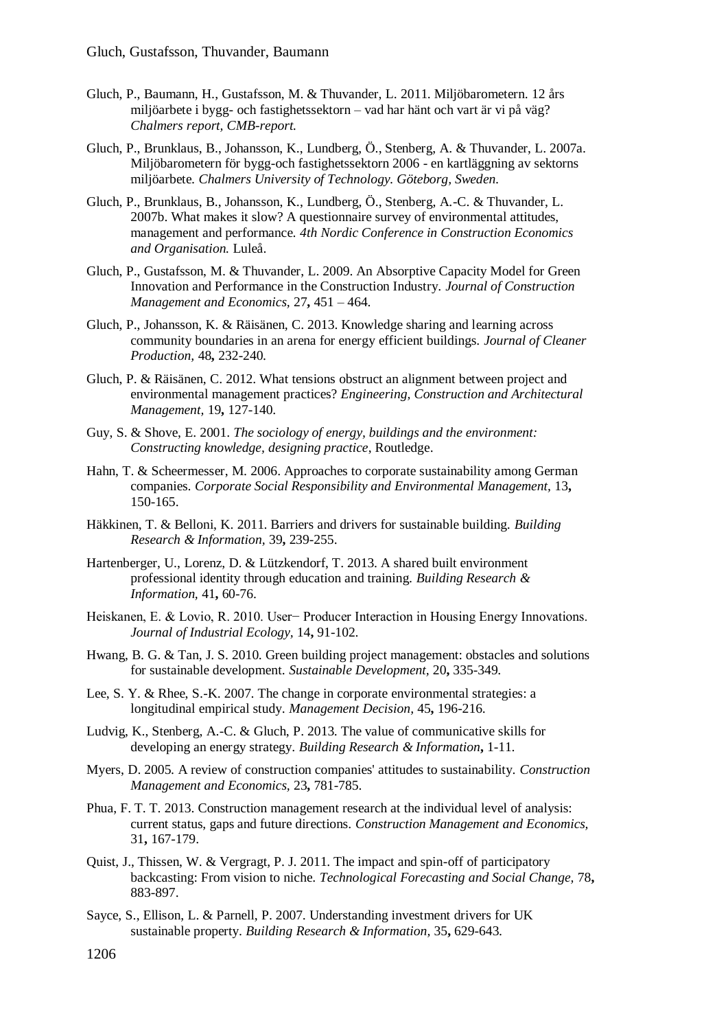Gluch, P., Baumann, H., Gustafsson, M. & Thuvander, L. 2011. Miljöbarometern. 12 års miljöarbete i bygg- och fastighetssektorn – vad har hänt och vart är vi på väg? *Chalmers report, CMB-report.*

Gluch, P., Brunklaus, B., Johansson, K., Lundberg, Ö., Stenberg, A. & Thuvander, L. 2007a. Miljöbarometern för bygg-och fastighetssektorn 2006 - en kartläggning av sektorns miljöarbete. *Chalmers University of Technology. Göteborg, Sweden.*

Gluch, P., Brunklaus, B., Johansson, K., Lundberg, Ö., Stenberg, A.-C. & Thuvander, L. 2007b. What makes it slow? A questionnaire survey of environmental attitudes, management and performance. *4th Nordic Conference in Construction Economics and Organisation.* Luleå.

Gluch, P., Gustafsson, M. & Thuvander, L. 2009. An Absorptive Capacity Model for Green Innovation and Performance in the Construction Industry. *Journal of Construction Management and Economics,* 27**,** 451 – 464.

Gluch, P., Johansson, K. & Räisänen, C. 2013. Knowledge sharing and learning across community boundaries in an arena for energy efficient buildings. *Journal of Cleaner Production,* 48**,** 232-240.

Gluch, P. & Räisänen, C. 2012. What tensions obstruct an alignment between project and environmental management practices? *Engineering, Construction and Architectural Management,* 19**,** 127-140.

Guy, S. & Shove, E. 2001. *The sociology of energy, buildings and the environment: Constructing knowledge, designing practice*, Routledge.

Hahn, T. & Scheermesser, M. 2006. Approaches to corporate sustainability among German companies. *Corporate Social Responsibility and Environmental Management,* 13**,** 150-165.

Häkkinen, T. & Belloni, K. 2011. Barriers and drivers for sustainable building. *Building Research & Information,* 39**,** 239-255.

Hartenberger, U., Lorenz, D. & Lützkendorf, T. 2013. A shared built environment professional identity through education and training. *Building Research & Information,* 41**,** 60-76.

Heiskanen, E. & Lovio, R. 2010. User− Producer Interaction in Housing Energy Innovations. *Journal of Industrial Ecology,* 14**,** 91-102.

Hwang, B. G. & Tan, J. S. 2010. Green building project management: obstacles and solutions for sustainable development. *Sustainable Development,* 20**,** 335-349.

Lee, S. Y. & Rhee, S.-K. 2007. The change in corporate environmental strategies: a longitudinal empirical study. *Management Decision,* 45**,** 196-216.

Ludvig, K., Stenberg, A.-C. & Gluch, P. 2013. The value of communicative skills for developing an energy strategy. *Building Research & Information***,** 1-11.

Myers, D. 2005. A review of construction companies' attitudes to sustainability. *Construction Management and Economics,* 23**,** 781-785.

Phua, F. T. T. 2013. Construction management research at the individual level of analysis: current status, gaps and future directions. *Construction Management and Economics,* 31**,** 167-179.

Quist, J., Thissen, W. & Vergragt, P. J. 2011. The impact and spin-off of participatory backcasting: From vision to niche. *Technological Forecasting and Social Change,* 78**,** 883-897.

Sayce, S., Ellison, L. & Parnell, P. 2007. Understanding investment drivers for UK sustainable property. *Building Research & Information,* 35**,** 629-643.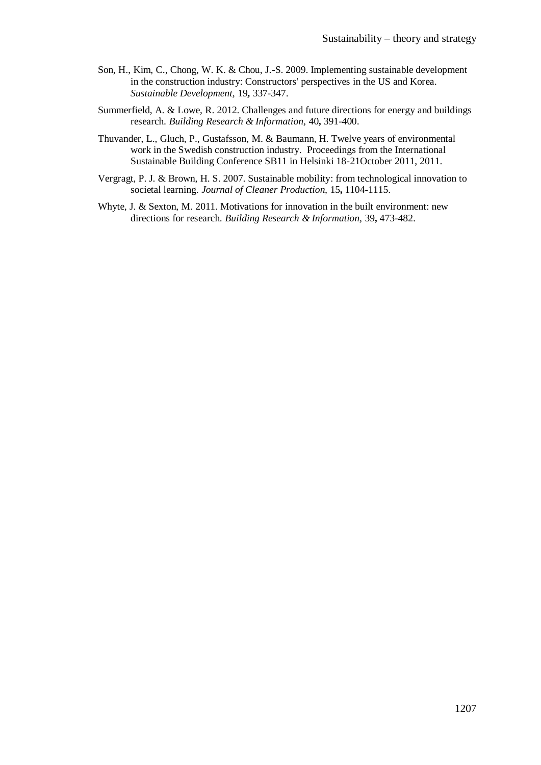Son, H., Kim, C., Chong, W. K. & Chou, J.-S. 2009. Implementing sustainable development in the construction industry: Constructors' perspectives in the US and Korea. *Sustainable Development,* 19**,** 337-347.

Summerfield, A. & Lowe, R. 2012. Challenges and future directions for energy and buildings research. *Building Research & Information,* 40**,** 391-400.

Thuvander, L., Gluch, P., Gustafsson, M. & Baumann, H. Twelve years of environmental work in the Swedish construction industry. Proceedings from the International Sustainable Building Conference SB11 in Helsinki 18-21October 2011, 2011.

Vergragt, P. J. & Brown, H. S. 2007. Sustainable mobility: from technological innovation to societal learning. *Journal of Cleaner Production,* 15**,** 1104-1115.

Whyte, J. & Sexton, M. 2011. Motivations for innovation in the built environment: new directions for research. *Building Research & Information,* 39**,** 473-482.